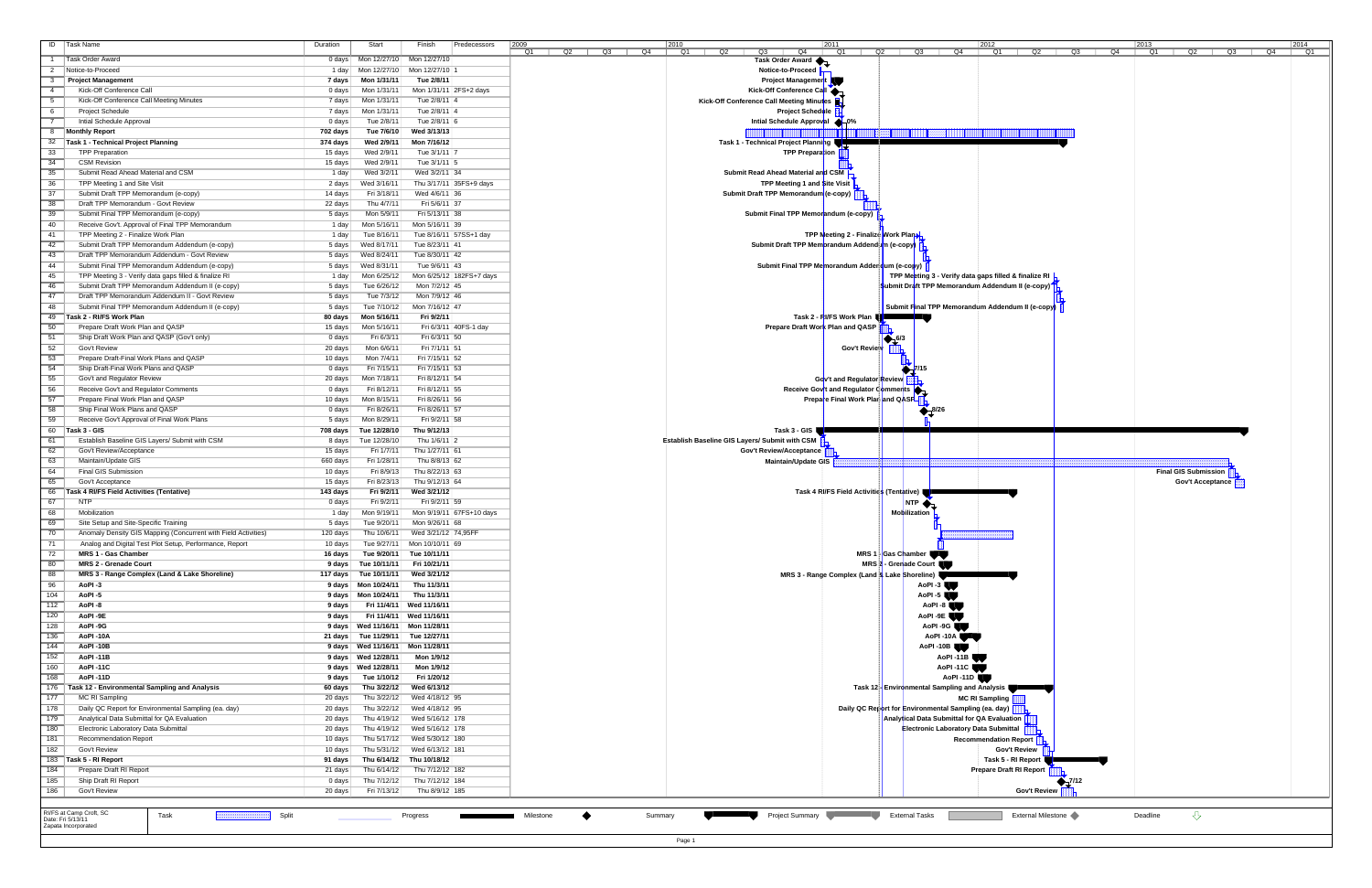| ID | Task Name | Duration | Start | Finish | Predecessors |
|---|---|---|---|---|---|
| 1 | Task Order Award | 0 days | Mon 12/27/10 | Mon 12/27/10 | |
| 2 | Notice-to-Proceed | 1 day | Mon 12/27/10 | Mon 12/27/10 | 1 |
| 3 | **Project Management** | **7 days** | **Mon 1/31/11** | **Tue 2/8/11** | |
| 4 | Kick-Off Conference Call | 0 days | Mon 1/31/11 | Mon 1/31/11 | 2FS+2 days |
| 5 | Kick-Off Conference Call Meeting Minutes | 7 days | Mon 1/31/11 | Tue 2/8/11 | 4 |
| 6 | Project Schedule | 7 days | Mon 1/31/11 | Tue 2/8/11 | 4 |
| 7 | Intial Schedule Approval | 0 days | Tue 2/8/11 | Tue 2/8/11 | 6 |
| 8 | **Monthly Report** | **702 days** | **Tue 7/6/10** | **Wed 3/13/13** | |
| 32 | **Task 1 - Technical Project Planning** | **374 days** | **Wed 2/9/11** | **Mon 7/16/12** | |
| 33 | TPP Preparation | 15 days | Wed 2/9/11 | Tue 3/1/11 | 7 |
| 34 | CSM Revision | 15 days | Wed 2/9/11 | Tue 3/1/11 | 5 |
| 35 | Submit Read Ahead Material and CSM | 1 day | Wed 3/2/11 | Wed 3/2/11 | 34 |
| 36 | TPP Meeting 1 and Site Visit | 2 days | Wed 3/16/11 | Thu 3/17/11 | 35FS+9 days |
| 37 | Submit Draft TPP Memorandum (e-copy) | 14 days | Fri 3/18/11 | Wed 4/6/11 | 36 |
| 38 | Draft TPP Memorandum - Govt Review | 22 days | Thu 4/7/11 | Fri 5/6/11 | 37 |
| 39 | Submit Final TPP Memorandum (e-copy) | 5 days | Mon 5/9/11 | Fri 5/13/11 | 38 |
| 40 | Receive Gov't. Approval of Final TPP Memorandum | 1 day | Mon 5/16/11 | Mon 5/16/11 | 39 |
| 41 | TPP Meeting 2 - Finalize Work Plan | 1 day | Tue 8/16/11 | Tue 8/16/11 | 57SS+1 day |
| 42 | Submit Draft TPP Memorandum Addendum (e-copy) | 5 days | Wed 8/17/11 | Tue 8/23/11 | 41 |
| 43 | Draft TPP Memorandum Addendum - Govt Review | 5 days | Wed 8/24/11 | Tue 8/30/11 | 42 |
| 44 | Submit Final TPP Memorandum Addendum (e-copy) | 5 days | Wed 8/31/11 | Tue 9/6/11 | 43 |
| 45 | TPP Meeting 3 - Verify data gaps filled & finalize RI | 1 day | Mon 6/25/12 | Mon 6/25/12 | 182FS+7 days |
| 46 | Submit Draft TPP Memorandum Addendum II (e-copy) | 5 days | Tue 6/26/12 | Mon 7/2/12 | 45 |
| 47 | Draft TPP Memorandum Addendum II - Govt Review | 5 days | Tue 7/3/12 | Mon 7/9/12 | 46 |
| 48 | Submit Final TPP Memorandum Addendum II (e-copy) | 5 days | Tue 7/10/12 | Mon 7/16/12 | 47 |
| 49 | **Task 2 - RI/FS Work Plan** | **80 days** | **Mon 5/16/11** | **Fri 9/2/11** | |
| 50 | Prepare Draft Work Plan and QASP | 15 days | Mon 5/16/11 | Fri 6/3/11 | 40FS-1 day |
| 51 | Ship Draft Work Plan and QASP (Gov't only) | 0 days | Fri 6/3/11 | Fri 6/3/11 | 50 |
| 52 | Gov't Review | 20 days | Mon 6/6/11 | Fri 7/1/11 | 51 |
| 53 | Prepare Draft-Final Work Plans and QASP | 10 days | Mon 7/4/11 | Fri 7/15/11 | 52 |
| 54 | Ship Draft-Final Work Plans and QASP | 0 days | Fri 7/15/11 | Fri 7/15/11 | 53 |
| 55 | Gov't and Regulator Review | 20 days | Mon 7/18/11 | Fri 8/12/11 | 54 |
| 56 | Receive Gov't and Regulator Comments | 0 days | Fri 8/12/11 | Fri 8/12/11 | 55 |
| 57 | Prepare Final Work Plan and QASP | 10 days | Mon 8/15/11 | Fri 8/26/11 | 56 |
| 58 | Ship Final Work Plans and QASP | 0 days | Fri 8/26/11 | Fri 8/26/11 | 57 |
| 59 | Receive Gov't Approval of Final Work Plans | 5 days | Mon 8/29/11 | Fri 9/2/11 | 58 |
| 60 | **Task 3 - GIS** | **708 days** | **Tue 12/28/10** | **Thu 9/12/13** | |
| 61 | Establish Baseline GIS Layers/ Submit with CSM | 8 days | Tue 12/28/10 | Thu 1/6/11 | 2 |
| 62 | Gov't Review/Acceptance | 15 days | Fri 1/7/11 | Thu 1/27/11 | 61 |
| 63 | Maintain/Update GIS | 660 days | Fri 1/28/11 | Thu 8/8/13 | 62 |
| 64 | Final GIS Submission | 10 days | Fri 8/9/13 | Thu 8/22/13 | 63 |
| 65 | Gov't Acceptance | 15 days | Fri 8/23/13 | Thu 9/12/13 | 64 |
| 66 | **Task 4 RI/FS Field Activities (Tentative)** | **143 days** | **Fri 9/2/11** | **Wed 3/21/12** | |
| 67 | NTP | 0 days | Fri 9/2/11 | Fri 9/2/11 | 59 |
| 68 | Mobilization | 1 day | Mon 9/19/11 | Mon 9/19/11 | 67FS+10 days |
| 69 | Site Setup and Site-Specific Training | 5 days | Tue 9/20/11 | Mon 9/26/11 | 68 |
| 70 | Anomaly Density GIS Mapping (Concurrent with Field Activities) | 120 days | Thu 10/6/11 | Wed 3/21/12 | 74,95FF |
| 71 | Analog and Digital Test Plot Setup, Performance, Report | 10 days | Tue 9/27/11 | Mon 10/10/11 | 69 |
| 72 | **MRS 1 - Gas Chamber** | **16 days** | **Tue 9/20/11** | **Tue 10/11/11** | |
| 80 | **MRS 2 - Grenade Court** | **9 days** | **Tue 10/11/11** | **Fri 10/21/11** | |
| 88 | **MRS 3 - Range Complex (Land & Lake Shoreline)** | **117 days** | **Tue 10/11/11** | **Wed 3/21/12** | |
| 96 | **AoPI -3** | **9 days** | **Mon 10/24/11** | **Thu 11/3/11** | |
| 104 | **AoPI -5** | **9 days** | **Mon 10/24/11** | **Thu 11/3/11** | |
| 112 | **AoPI -8** | **9 days** | **Fri 11/4/11** | **Wed 11/16/11** | |
| 120 | **AoPI -9E** | **9 days** | **Fri 11/4/11** | **Wed 11/16/11** | |
| 128 | **AoPI -9G** | **9 days** | **Wed 11/16/11** | **Mon 11/28/11** | |
| 136 | **AoPI -10A** | **21 days** | **Tue 11/29/11** | **Tue 12/27/11** | |
| 144 | **AoPI -10B** | **9 days** | **Wed 11/16/11** | **Mon 11/28/11** | |
| 152 | **AoPI -11B** | **9 days** | **Wed 12/28/11** | **Mon 1/9/12** | |
| 160 | **AoPI -11C** | **9 days** | **Wed 12/28/11** | **Mon 1/9/12** | |
| 168 | **AoPI -11D** | **9 days** | **Tue 1/10/12** | **Fri 1/20/12** | |
| 176 | **Task 12 - Environmental Sampling and Analysis** | **60 days** | **Thu 3/22/12** | **Wed 6/13/12** | |
| 177 | MC RI Sampling | 20 days | Thu 3/22/12 | Wed 4/18/12 | 95 |
| 178 | Daily QC Report for Environmental Sampling (ea. day) | 20 days | Thu 3/22/12 | Wed 4/18/12 | 95 |
| 179 | Analytical Data Submittal for QA Evaluation | 20 days | Thu 4/19/12 | Wed 5/16/12 | 178 |
| 180 | Electronic Laboratory Data Submittal | 20 days | Thu 4/19/12 | Wed 5/16/12 | 178 |
| 181 | Recommendation Report | 10 days | Thu 5/17/12 | Wed 5/30/12 | 180 |
| 182 | Gov't Review | 10 days | Thu 5/31/12 | Wed 6/13/12 | 181 |
| 183 | **Task 5 - RI Report** | **91 days** | **Thu 6/14/12** | **Thu 10/18/12** | |
| 184 | Prepare Draft RI Report | 21 days | Thu 6/14/12 | Thu 7/12/12 | 182 |
| 185 | Ship Draft RI Report | 0 days | Thu 7/12/12 | Thu 7/12/12 | 184 |
| 186 | Gov't Review | 20 days | Fri 7/13/12 | Thu 8/9/12 | 185 |

RI/FS at Camp Croft, SC
Date: Fri 5/13/11
Zapata Incorporated

Legend: Task | Split | Progress | Milestone | Summary | Project Summary | External Tasks | External Milestone | Deadline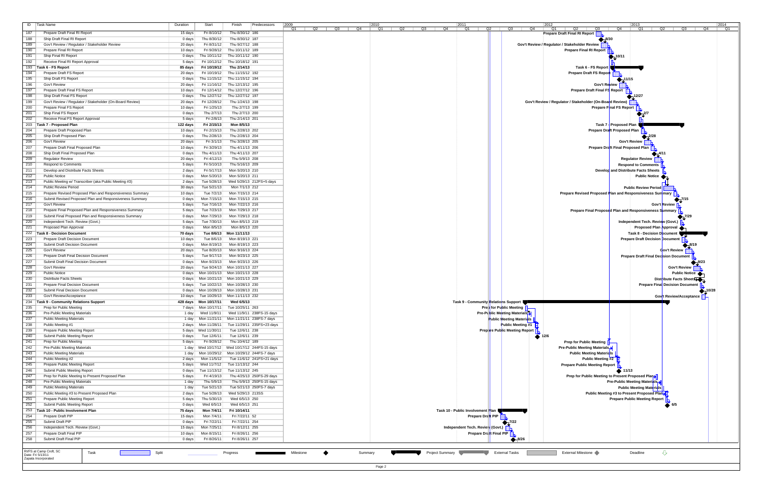| ID | Task Name | Duration | Start | Finish | Predecessors |
|---|---|---|---|---|---|
| 187 | Prepare Draft Final RI Report | 15 days | Fri 8/10/12 | Thu 8/30/12 | 186 |
| 188 | Ship Draft Final RI Report | 0 days | Thu 8/30/12 | Thu 8/30/12 | 187 |
| 189 | Gov't Review / Regulator / Stakeholder Review | 20 days | Fri 8/31/12 | Thu 9/27/12 | 188 |
| 190 | Prepare Final RI Report | 10 days | Fri 9/28/12 | Thu 10/11/12 | 189 |
| 191 | Ship Final RI Report | 0 days | Thu 10/11/12 | Thu 10/11/12 | 190 |
| 192 | Receive Final RI Report Approval | 5 days | Fri 10/12/12 | Thu 10/18/12 | 191 |
| 193 | **Task 6 - FS Report** | **85 days** | **Fri 10/19/12** | **Thu 2/14/13** | |
| 194 | Prepare Draft FS Report | 20 days | Fri 10/19/12 | Thu 11/15/12 | 192 |
| 195 | Ship Draft FS Report | 0 days | Thu 11/15/12 | Thu 11/15/12 | 194 |
| 196 | Gov't Review | 20 days | Fri 11/16/12 | Thu 12/13/12 | 195 |
| 197 | Prepare Draft Final FS Report | 10 days | Fri 12/14/12 | Thu 12/27/12 | 196 |
| 198 | Ship Draft Final FS Report | 0 days | Thu 12/27/12 | Thu 12/27/12 | 197 |
| 199 | Gov't Review / Regulator / Stakeholder (On-Board Review) | 20 days | Fri 12/28/12 | Thu 1/24/13 | 198 |
| 200 | Prepare Final FS Report | 10 days | Fri 1/25/13 | Thu 2/7/13 | 199 |
| 201 | Ship Final FS Report | 0 days | Thu 2/7/13 | Thu 2/7/13 | 200 |
| 202 | Receive Final FS Report Approval | 5 days | Fri 2/8/13 | Thu 2/14/13 | 201 |
| 203 | **Task 7 - Proposed Plan** | **122 days** | **Fri 2/15/13** | **Mon 8/5/13** | |
| 204 | Prepare Draft Proposed Plan | 10 days | Fri 2/15/13 | Thu 2/28/13 | 202 |
| 205 | Ship Draft Proposed Plan | 0 days | Thu 2/28/13 | Thu 2/28/13 | 204 |
| 206 | Gov't Review | 20 days | Fri 3/1/13 | Thu 3/28/13 | 205 |
| 207 | Prepare Draft Final Proposed Plan | 10 days | Fri 3/29/13 | Thu 4/11/13 | 206 |
| 208 | Ship Draft Final Proposed Plan | 0 days | Thu 4/11/13 | Thu 4/11/13 | 207 |
| 209 | Regulator Review | 20 days | Fri 4/12/13 | Thu 5/9/13 | 208 |
| 210 | Respond to Comments | 5 days | Fri 5/10/13 | Thu 5/16/13 | 209 |
| 211 | Develop and Distribute Facts Sheets | 2 days | Fri 5/17/13 | Mon 5/20/13 | 210 |
| 212 | Public Notice | 0 days | Mon 5/20/13 | Mon 5/20/13 | 211 |
| 213 | Public Meeting w/ Transcriber (aka Public Meeting #3) | 2 days | Tue 5/28/13 | Wed 5/29/13 | 212FS+5 days |
| 214 | Public Review Period | 30 days | Tue 5/21/13 | Mon 7/1/13 | 212 |
| 215 | Prepare Revised Proposed Plan and Responsiveness Summary | 10 days | Tue 7/2/13 | Mon 7/15/13 | 214 |
| 216 | Submit Revised Proposed Plan and Responsiveness Summary | 0 days | Mon 7/15/13 | Mon 7/15/13 | 215 |
| 217 | Gov't Review | 5 days | Tue 7/16/13 | Mon 7/22/13 | 216 |
| 218 | Prepare Final Proposed Plan and Responsiveness Summary | 5 days | Tue 7/23/13 | Mon 7/29/13 | 217 |
| 219 | Submit Final Proposed Plan and Responsiveness Summary | 0 days | Mon 7/29/13 | Mon 7/29/13 | 218 |
| 220 | Independent Tech. Review (Govt.) | 5 days | Tue 7/30/13 | Mon 8/5/13 | 219 |
| 221 | Proposed Plan Approval | 0 days | Mon 8/5/13 | Mon 8/5/13 | 220 |
| 222 | **Task 8 - Decision Document** | **70 days** | **Tue 8/6/13** | **Mon 11/11/13** | |
| 223 | Prepare Draft Decision Document | 10 days | Tue 8/6/13 | Mon 8/19/13 | 221 |
| 224 | Submit Draft Decision Document | 0 days | Mon 8/19/13 | Mon 8/19/13 | 223 |
| 225 | Gov't Review | 20 days | Tue 8/20/13 | Mon 9/16/13 | 224 |
| 226 | Prepare Draft Final Decision Document | 5 days | Tue 9/17/13 | Mon 9/23/13 | 225 |
| 227 | Submit Draft Final Decision Document | 0 days | Mon 9/23/13 | Mon 9/23/13 | 226 |
| 228 | Gov't Review | 20 days | Tue 9/24/13 | Mon 10/21/13 | 227 |
| 229 | Public Notice | 0 days | Mon 10/21/13 | Mon 10/21/13 | 228 |
| 230 | Distribute Facts Sheets | 0 days | Mon 10/21/13 | Mon 10/21/13 | 229 |
| 231 | Prepare Final Decision Document | 5 days | Tue 10/22/13 | Mon 10/28/13 | 230 |
| 232 | Submit Final Decision Document | 0 days | Mon 10/28/13 | Mon 10/28/13 | 231 |
| 233 | Gov't Review/Acceptance | 10 days | Tue 10/29/13 | Mon 11/11/13 | 232 |
| 234 | **Task 9 - Community Relations Support** | **428 days** | **Mon 10/17/11** | **Wed 6/5/13** | |
| 235 | Prep for Public Meeting | 7 days | Mon 10/17/11 | Tue 10/25/11 | 263 |
| 236 | Pre-Public Meeting Materials | 1 day | Wed 11/9/11 | Wed 11/9/11 | 238FS-15 days |
| 237 | Public Meeting Materials | 1 day | Mon 11/21/11 | Mon 11/21/11 | 238FS-7 days |
| 238 | Public Meeting #1 | 2 days | Mon 11/28/11 | Tue 11/29/11 | 235FS+23 days |
| 239 | Prepare Public Meeting Report | 5 days | Wed 11/30/11 | Tue 12/6/11 | 238 |
| 240 | Submit Public Meeting Report | 0 days | Tue 12/6/11 | Tue 12/6/11 | 239 |
| 241 | Prep for Public Meeting | 5 days | Fri 9/28/12 | Thu 10/4/12 | 189 |
| 242 | Pre-Public Meeting Materials | 1 day | Wed 10/17/12 | Wed 10/17/12 | 244FS-15 days |
| 243 | Public Meeting Materials | 1 day | Mon 10/29/12 | Mon 10/29/12 | 244FS-7 days |
| 244 | Public Meeting #2 | 2 days | Mon 11/5/12 | Tue 11/6/12 | 241FS+21 days |
| 245 | Prepare Public Meeting Report | 5 days | Wed 11/7/12 | Tue 11/13/12 | 244 |
| 246 | Submit Public Meeting Report | 0 days | Tue 11/13/12 | Tue 11/13/12 | 245 |
| 247 | Prep for Public Meeting to Present Proposed Plan | 5 days | Fri 4/19/13 | Thu 4/25/13 | 250FS-29 days |
| 248 | Pre-Public Meeting Materials | 1 day | Thu 5/9/13 | Thu 5/9/13 | 250FS-15 days |
| 249 | Public Meeting Materials | 1 day | Tue 5/21/13 | Tue 5/21/13 | 250FS-7 days |
| 250 | Public Meeting #3 to Present Proposed Plan | 2 days | Tue 5/28/13 | Wed 5/29/13 | 213SS |
| 251 | Prepare Public Meeting Report | 5 days | Thu 5/30/13 | Wed 6/5/13 | 250 |
| 252 | Submit Public Meeting Report | 0 days | Wed 6/5/13 | Wed 6/5/13 | 251 |
| 253 | **Task 10 - Public Involvement Plan** | **75 days** | **Mon 7/4/11** | **Fri 10/14/11** | |
| 254 | Prepare Draft PIP | 15 days | Mon 7/4/11 | Fri 7/22/11 | 52 |
| 255 | Submit Draft PIP | 0 days | Fri 7/22/11 | Fri 7/22/11 | 254 |
| 256 | Independent Tech. Review (Govt.) | 15 days | Mon 7/25/11 | Fri 8/12/11 | 255 |
| 257 | Prepare Draft Final PIP | 10 days | Mon 8/15/11 | Fri 8/26/11 | 256 |
| 258 | Submit Draft Final PIP | 0 days | Fri 8/26/11 | Fri 8/26/11 | 257 |

RI/FS at Camp Croft, SC
Date: Fri 5/13/11
Zapata Incorporated

Legend: Task, Split, Progress, Milestone, Summary, Project Summary, External Tasks, External Milestone, Deadline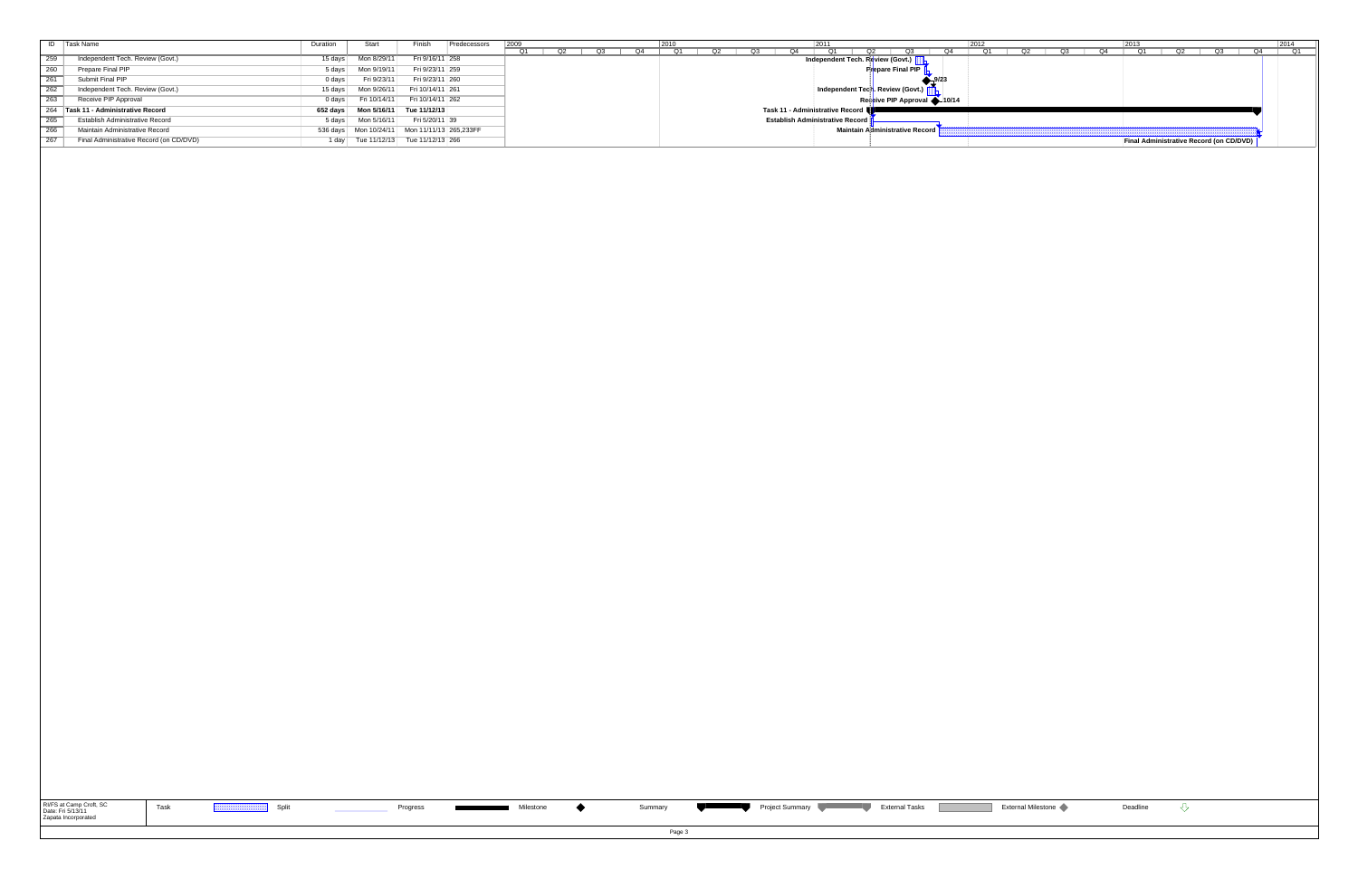| ID | Task Name | Duration | Start | Finish | Predecessors |
|---|---|---|---|---|---|
| 259 | Independent Tech. Review (Govt.) | 15 days | Mon 8/29/11 | Fri 9/16/11 | 258 |
| 260 | Prepare Final PIP | 5 days | Mon 9/19/11 | Fri 9/23/11 | 259 |
| 261 | Submit Final PIP | 0 days | Fri 9/23/11 | Fri 9/23/11 | 260 |
| 262 | Independent Tech. Review (Govt.) | 15 days | Mon 9/26/11 | Fri 10/14/11 | 261 |
| 263 | Receive PIP Approval | 0 days | Fri 10/14/11 | Fri 10/14/11 | 262 |
| 264 | **Task 11 - Administrative Record** | **652 days** | **Mon 5/16/11** | **Tue 11/12/13** | |
| 265 | Establish Administrative Record | 5 days | Mon 5/16/11 | Fri 5/20/11 | 39 |
| 266 | Maintain Administrative Record | 536 days | Mon 10/24/11 | Mon 11/11/13 | 265,233FF |
| 267 | Final Administrative Record (on CD/DVD) | 1 day | Tue 11/12/13 | Tue 11/12/13 | 266 |

2009 Q1 Q2 Q3 Q4
2010 Q1 Q2 Q3 Q4
2011 Q1 Q2 Q3 Q4
2012 Q1 Q2 Q3 Q4
2013 Q1 Q2 Q3 Q4
2014 Q1

Independent Tech. Review (Govt.)
Prepare Final PIP
9/23
Independent Tech. Review (Govt.)
Receive PIP Approval 10/14
Task 11 - Administrative Record
Establish Administrative Record
Maintain Administrative Record
Final Administrative Record (on CD/DVD)

RI/FS at Camp Croft, SC
Date: Fri 5/13/11
Zapata Incorporated

Task | Split | Progress | Milestone | Summary | Project Summary | External Tasks | External Milestone | Deadline